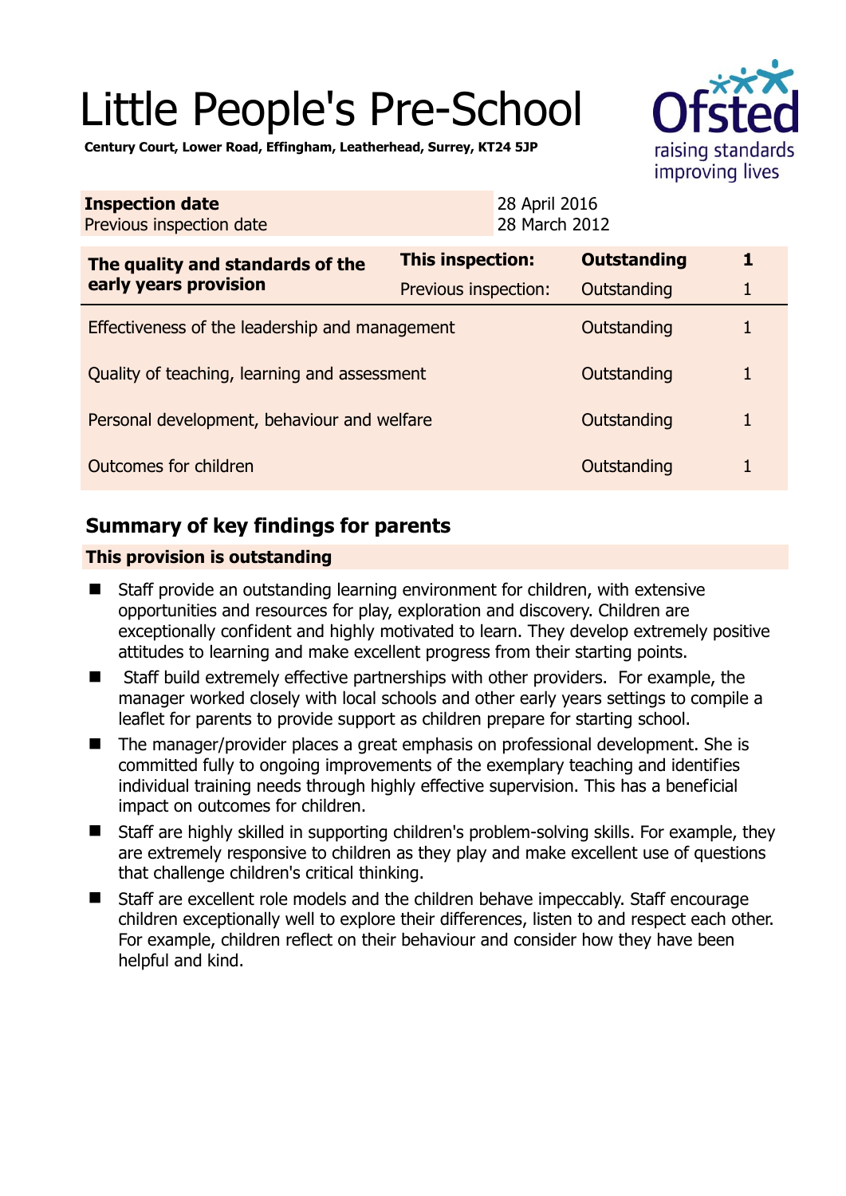# Little People's Pre-School

**Century Court, Lower Road, Effingham, Leatherhead, Surrey, KT24 5JP**

| **Inspection date** | 28 April 2016 |
|---|---|
| Previous inspection date | 28 March 2012 |

| **The quality and standards of the early years provision** | **This inspection:** | **Outstanding** | **1** |
|---|---|---|---|
| | Previous inspection: | Outstanding | 1 |
| Effectiveness of the leadership and management | | Outstanding | 1 |
| Quality of teaching, learning and assessment | | Outstanding | 1 |
| Personal development, behaviour and welfare | | Outstanding | 1 |
| Outcomes for children | | Outstanding | 1 |

## Summary of key findings for parents

**This provision is outstanding**

- Staff provide an outstanding learning environment for children, with extensive opportunities and resources for play, exploration and discovery. Children are exceptionally confident and highly motivated to learn. They develop extremely positive attitudes to learning and make excellent progress from their starting points.
- Staff build extremely effective partnerships with other providers. For example, the manager worked closely with local schools and other early years settings to compile a leaflet for parents to provide support as children prepare for starting school.
- The manager/provider places a great emphasis on professional development. She is committed fully to ongoing improvements of the exemplary teaching and identifies individual training needs through highly effective supervision. This has a beneficial impact on outcomes for children.
- Staff are highly skilled in supporting children's problem-solving skills. For example, they are extremely responsive to children as they play and make excellent use of questions that challenge children's critical thinking.
- Staff are excellent role models and the children behave impeccably. Staff encourage children exceptionally well to explore their differences, listen to and respect each other. For example, children reflect on their behaviour and consider how they have been helpful and kind.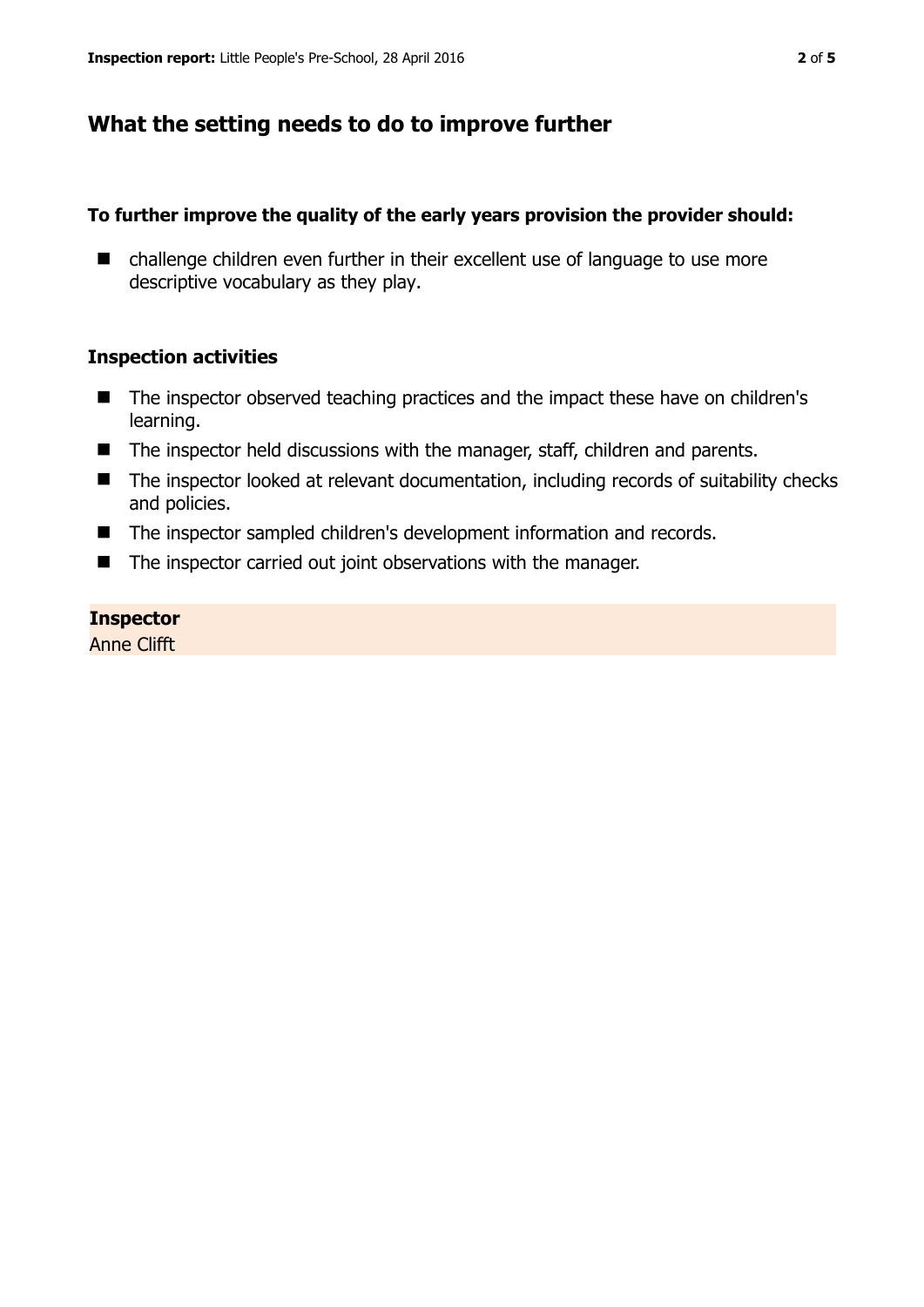## What the setting needs to do to improve further

**To further improve the quality of the early years provision the provider should:**

- challenge children even further in their excellent use of language to use more descriptive vocabulary as they play.

### Inspection activities

- The inspector observed teaching practices and the impact these have on children's learning.
- The inspector held discussions with the manager, staff, children and parents.
- The inspector looked at relevant documentation, including records of suitability checks and policies.
- The inspector sampled children's development information and records.
- The inspector carried out joint observations with the manager.

**Inspector**
Anne Clifft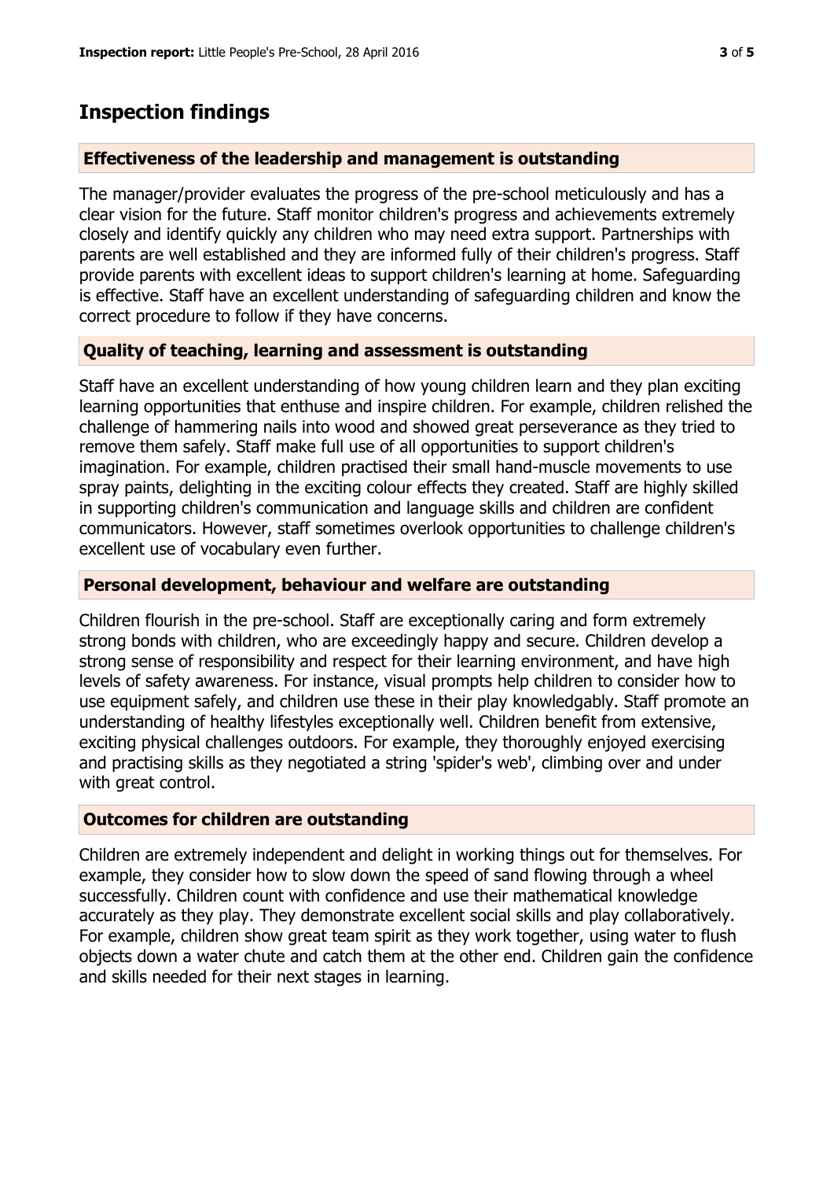## Inspection findings

### Effectiveness of the leadership and management is outstanding

The manager/provider evaluates the progress of the pre-school meticulously and has a clear vision for the future. Staff monitor children's progress and achievements extremely closely and identify quickly any children who may need extra support. Partnerships with parents are well established and they are informed fully of their children's progress. Staff provide parents with excellent ideas to support children's learning at home. Safeguarding is effective. Staff have an excellent understanding of safeguarding children and know the correct procedure to follow if they have concerns.

### Quality of teaching, learning and assessment is outstanding

Staff have an excellent understanding of how young children learn and they plan exciting learning opportunities that enthuse and inspire children. For example, children relished the challenge of hammering nails into wood and showed great perseverance as they tried to remove them safely. Staff make full use of all opportunities to support children's imagination. For example, children practised their small hand-muscle movements to use spray paints, delighting in the exciting colour effects they created. Staff are highly skilled in supporting children's communication and language skills and children are confident communicators. However, staff sometimes overlook opportunities to challenge children's excellent use of vocabulary even further.

### Personal development, behaviour and welfare are outstanding

Children flourish in the pre-school. Staff are exceptionally caring and form extremely strong bonds with children, who are exceedingly happy and secure. Children develop a strong sense of responsibility and respect for their learning environment, and have high levels of safety awareness. For instance, visual prompts help children to consider how to use equipment safely, and children use these in their play knowledgably. Staff promote an understanding of healthy lifestyles exceptionally well. Children benefit from extensive, exciting physical challenges outdoors. For example, they thoroughly enjoyed exercising and practising skills as they negotiated a string 'spider's web', climbing over and under with great control.

### Outcomes for children are outstanding

Children are extremely independent and delight in working things out for themselves. For example, they consider how to slow down the speed of sand flowing through a wheel successfully. Children count with confidence and use their mathematical knowledge accurately as they play. They demonstrate excellent social skills and play collaboratively. For example, children show great team spirit as they work together, using water to flush objects down a water chute and catch them at the other end. Children gain the confidence and skills needed for their next stages in learning.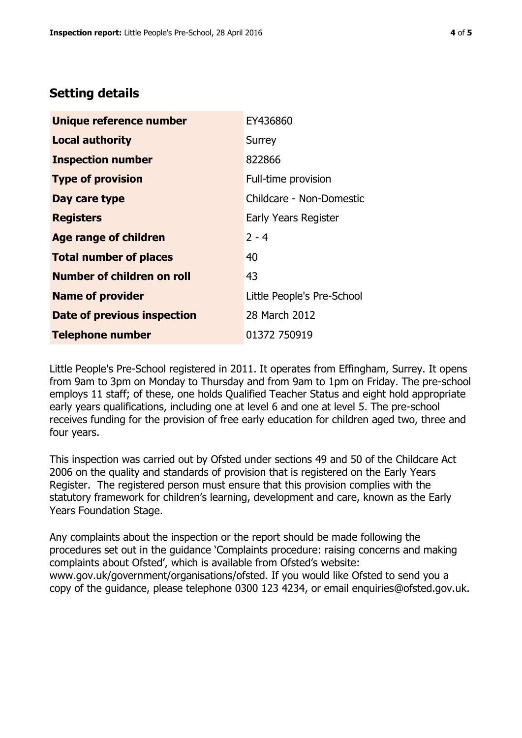## Setting details

| | |
|---|---|
| **Unique reference number** | EY436860 |
| **Local authority** | Surrey |
| **Inspection number** | 822866 |
| **Type of provision** | Full-time provision |
| **Day care type** | Childcare - Non-Domestic |
| **Registers** | Early Years Register |
| **Age range of children** | 2 - 4 |
| **Total number of places** | 40 |
| **Number of children on roll** | 43 |
| **Name of provider** | Little People's Pre-School |
| **Date of previous inspection** | 28 March 2012 |
| **Telephone number** | 01372 750919 |

Little People's Pre-School registered in 2011. It operates from Effingham, Surrey. It opens from 9am to 3pm on Monday to Thursday and from 9am to 1pm on Friday. The pre-school employs 11 staff; of these, one holds Qualified Teacher Status and eight hold appropriate early years qualifications, including one at level 6 and one at level 5. The pre-school receives funding for the provision of free early education for children aged two, three and four years.

This inspection was carried out by Ofsted under sections 49 and 50 of the Childcare Act 2006 on the quality and standards of provision that is registered on the Early Years Register. The registered person must ensure that this provision complies with the statutory framework for children's learning, development and care, known as the Early Years Foundation Stage.

Any complaints about the inspection or the report should be made following the procedures set out in the guidance 'Complaints procedure: raising concerns and making complaints about Ofsted', which is available from Ofsted's website: www.gov.uk/government/organisations/ofsted. If you would like Ofsted to send you a copy of the guidance, please telephone 0300 123 4234, or email enquiries@ofsted.gov.uk.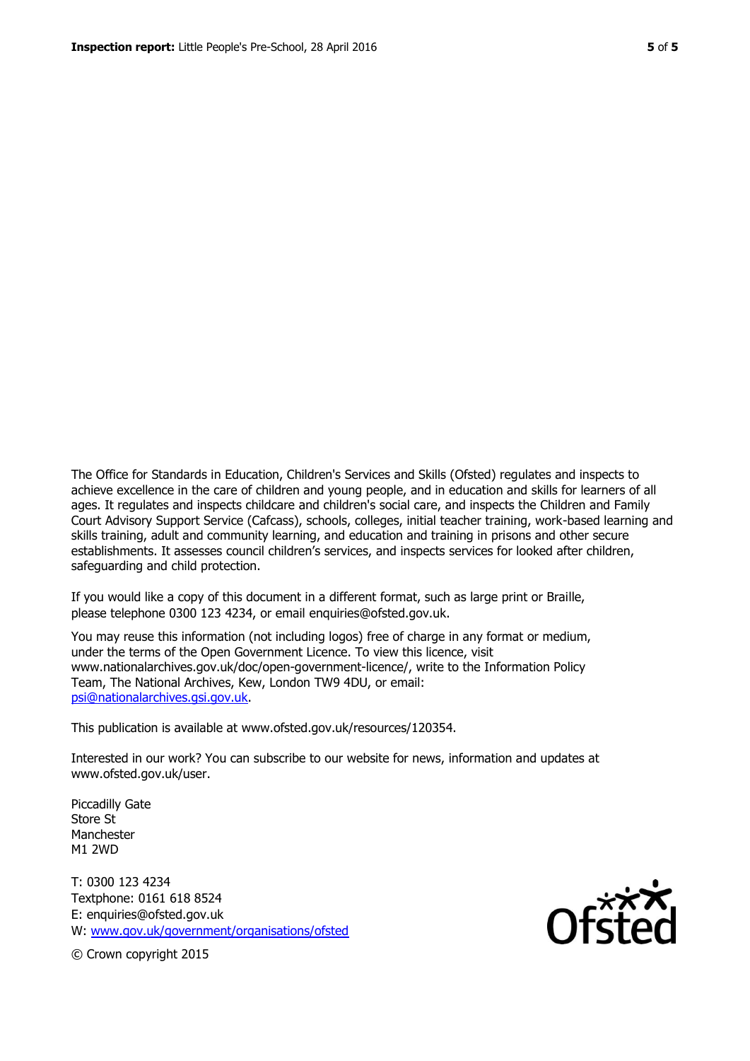The Office for Standards in Education, Children's Services and Skills (Ofsted) regulates and inspects to achieve excellence in the care of children and young people, and in education and skills for learners of all ages. It regulates and inspects childcare and children's social care, and inspects the Children and Family Court Advisory Support Service (Cafcass), schools, colleges, initial teacher training, work-based learning and skills training, adult and community learning, and education and training in prisons and other secure establishments. It assesses council children's services, and inspects services for looked after children, safeguarding and child protection.

If you would like a copy of this document in a different format, such as large print or Braille, please telephone 0300 123 4234, or email enquiries@ofsted.gov.uk.

You may reuse this information (not including logos) free of charge in any format or medium, under the terms of the Open Government Licence. To view this licence, visit www.nationalarchives.gov.uk/doc/open-government-licence/, write to the Information Policy Team, The National Archives, Kew, London TW9 4DU, or email: psi@nationalarchives.gsi.gov.uk.

This publication is available at www.ofsted.gov.uk/resources/120354.

Interested in our work? You can subscribe to our website for news, information and updates at www.ofsted.gov.uk/user.

Piccadilly Gate
Store St
Manchester
M1 2WD

T: 0300 123 4234
Textphone: 0161 618 8524
E: enquiries@ofsted.gov.uk
W: www.gov.uk/government/organisations/ofsted

© Crown copyright 2015